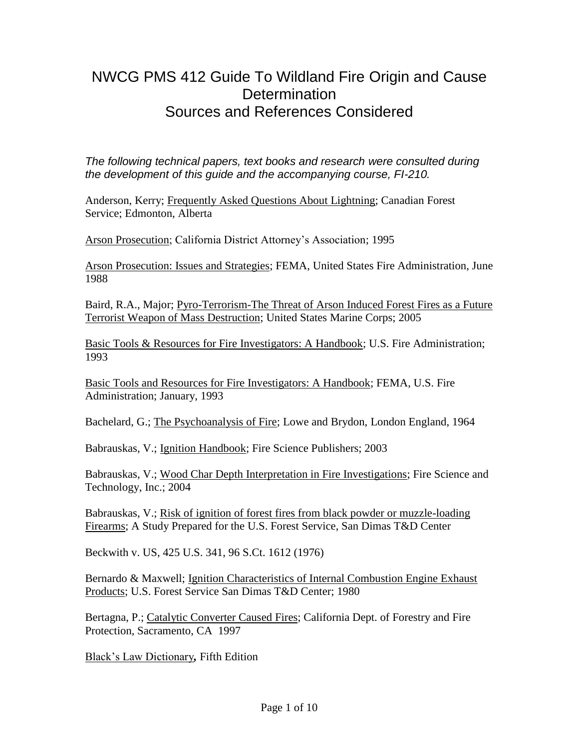# NWCG PMS 412 Guide To Wildland Fire Origin and Cause Determination
# Sources and References Considered

*The following technical papers, text books and research were consulted during the development of this guide and the accompanying course, FI-210.*

Anderson, Kerry; <u>Frequently Asked Questions About Lightning</u>; Canadian Forest Service; Edmonton, Alberta

<u>Arson Prosecution</u>; California District Attorney's Association; 1995

<u>Arson Prosecution: Issues and Strategies</u>; FEMA, United States Fire Administration, June 1988

Baird, R.A., Major; <u>Pyro-Terrorism-The Threat of Arson Induced Forest Fires as a Future Terrorist Weapon of Mass Destruction</u>; United States Marine Corps; 2005

<u>Basic Tools & Resources for Fire Investigators: A Handbook</u>; U.S. Fire Administration; 1993

<u>Basic Tools and Resources for Fire Investigators: A Handbook</u>; FEMA, U.S. Fire Administration; January, 1993

Bachelard, G.; <u>The Psychoanalysis of Fire</u>; Lowe and Brydon, London England, 1964

Babrauskas, V.; <u>Ignition Handbook</u>; Fire Science Publishers; 2003

Babrauskas, V.; <u>Wood Char Depth Interpretation in Fire Investigations</u>; Fire Science and Technology, Inc.; 2004

Babrauskas, V.; <u>Risk of ignition of forest fires from black powder or muzzle-loading Firearms</u>; A Study Prepared for the U.S. Forest Service, San Dimas T&D Center

Beckwith v. US, 425 U.S. 341, 96 S.Ct. 1612 (1976)

Bernardo & Maxwell; <u>Ignition Characteristics of Internal Combustion Engine Exhaust Products</u>; U.S. Forest Service San Dimas T&D Center; 1980

Bertagna, P.; <u>Catalytic Converter Caused Fires</u>; California Dept. of Forestry and Fire Protection, Sacramento, CA 1997

<u>Black's Law Dictionary</u>**,** Fifth Edition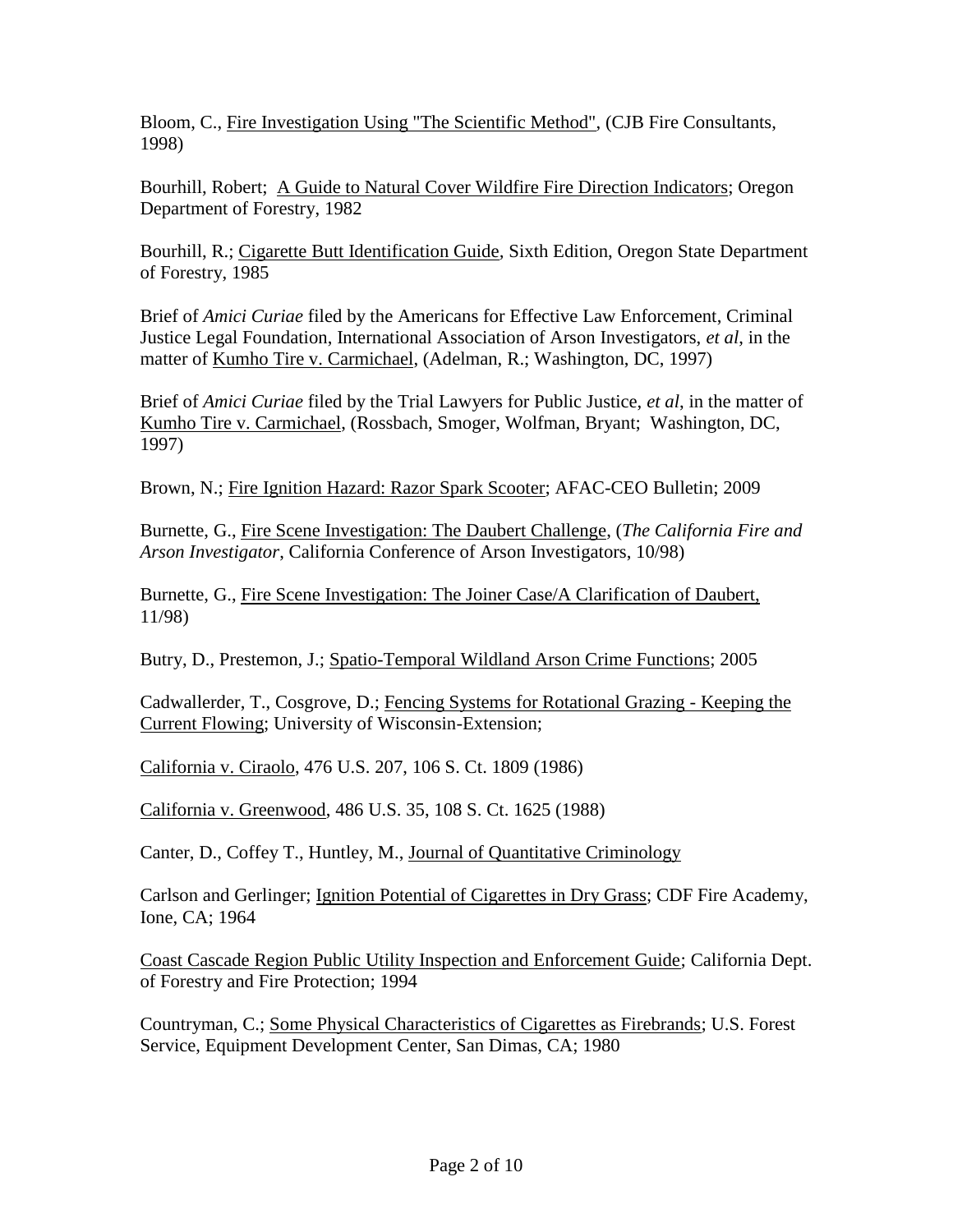Bloom, C., <u>Fire Investigation Using "The Scientific Method"</u>, (CJB Fire Consultants, 1998)

Bourhill, Robert; <u>A Guide to Natural Cover Wildfire Fire Direction Indicators</u>; Oregon Department of Forestry, 1982

Bourhill, R.; <u>Cigarette Butt Identification Guide</u>, Sixth Edition, Oregon State Department of Forestry, 1985

Brief of *Amici Curiae* filed by the Americans for Effective Law Enforcement, Criminal Justice Legal Foundation, International Association of Arson Investigators, *et al*, in the matter of <u>Kumho Tire v. Carmichael</u>, (Adelman, R.; Washington, DC, 1997)

Brief of *Amici Curiae* filed by the Trial Lawyers for Public Justice, *et al*, in the matter of <u>Kumho Tire v. Carmichael</u>, (Rossbach, Smoger, Wolfman, Bryant; Washington, DC, 1997)

Brown, N.; <u>Fire Ignition Hazard: Razor Spark Scooter</u>; AFAC-CEO Bulletin; 2009

Burnette, G., <u>Fire Scene Investigation: The Daubert Challenge</u>, (*The California Fire and Arson Investigator*, California Conference of Arson Investigators, 10/98)

Burnette, G., <u>Fire Scene Investigation: The Joiner Case/A Clarification of Daubert,</u> 11/98)

Butry, D., Prestemon, J.; <u>Spatio-Temporal Wildland Arson Crime Functions</u>; 2005

Cadwallerder, T., Cosgrove, D.; <u>Fencing Systems for Rotational Grazing - Keeping the Current Flowing</u>; University of Wisconsin-Extension;

<u>California v. Ciraolo</u>, 476 U.S. 207, 106 S. Ct. 1809 (1986)

<u>California v. Greenwood</u>, 486 U.S. 35, 108 S. Ct. 1625 (1988)

Canter, D., Coffey T., Huntley, M., <u>Journal of Quantitative Criminology</u>

Carlson and Gerlinger; <u>Ignition Potential of Cigarettes in Dry Grass</u>; CDF Fire Academy, Ione, CA; 1964

<u>Coast Cascade Region Public Utility Inspection and Enforcement Guide</u>; California Dept. of Forestry and Fire Protection; 1994

Countryman, C.; <u>Some Physical Characteristics of Cigarettes as Firebrands</u>; U.S. Forest Service, Equipment Development Center, San Dimas, CA; 1980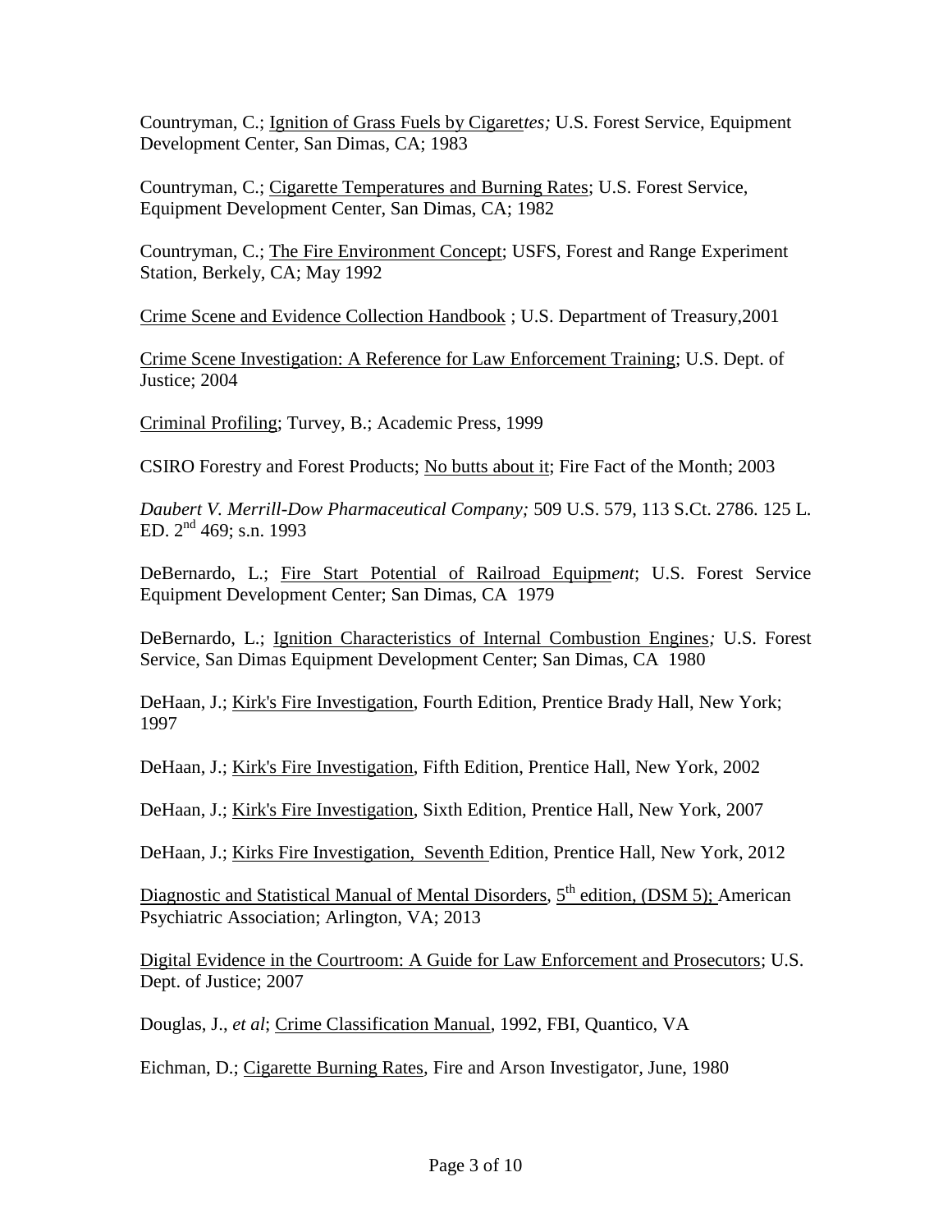Countryman, C.; Ignition of Grass Fuels by Cigaret*tes;* U.S. Forest Service, Equipment Development Center, San Dimas, CA; 1983

Countryman, C.; Cigarette Temperatures and Burning Rates; U.S. Forest Service, Equipment Development Center, San Dimas, CA; 1982

Countryman, C.; The Fire Environment Concept; USFS, Forest and Range Experiment Station, Berkely, CA; May 1992

Crime Scene and Evidence Collection Handbook ; U.S. Department of Treasury,2001

Crime Scene Investigation: A Reference for Law Enforcement Training; U.S. Dept. of Justice; 2004

Criminal Profiling; Turvey, B.; Academic Press, 1999

CSIRO Forestry and Forest Products; No butts about it; Fire Fact of the Month; 2003

*Daubert V. Merrill-Dow Pharmaceutical Company;* 509 U.S. 579, 113 S.Ct. 2786. 125 L. ED. 2nd 469; s.n. 1993

DeBernardo, L.; Fire Start Potential of Railroad Equipm*ent*; U.S. Forest Service Equipment Development Center; San Dimas, CA 1979

DeBernardo, L.; Ignition Characteristics of Internal Combustion Engines*;* U.S. Forest Service, San Dimas Equipment Development Center; San Dimas, CA 1980

DeHaan, J.; Kirk's Fire Investigation, Fourth Edition, Prentice Brady Hall, New York; 1997

DeHaan, J.; Kirk's Fire Investigation, Fifth Edition, Prentice Hall, New York, 2002

DeHaan, J.; Kirk's Fire Investigation, Sixth Edition, Prentice Hall, New York, 2007

DeHaan, J.; Kirks Fire Investigation, Seventh Edition, Prentice Hall, New York, 2012

Diagnostic and Statistical Manual of Mental Disorders, 5th edition, (DSM 5); American Psychiatric Association; Arlington, VA; 2013

Digital Evidence in the Courtroom: A Guide for Law Enforcement and Prosecutors; U.S. Dept. of Justice; 2007

Douglas, J., *et al*; Crime Classification Manual, 1992, FBI, Quantico, VA

Eichman, D.; Cigarette Burning Rates, Fire and Arson Investigator, June, 1980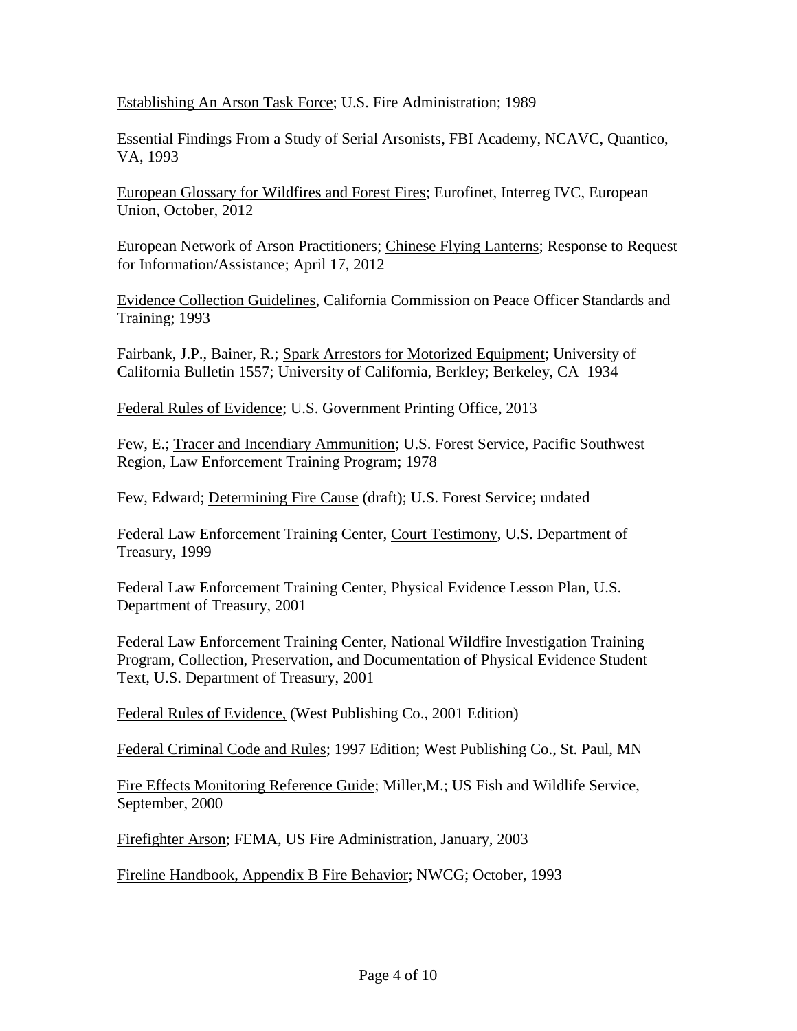Establishing An Arson Task Force; U.S. Fire Administration; 1989

Essential Findings From a Study of Serial Arsonists, FBI Academy, NCAVC, Quantico, VA, 1993

European Glossary for Wildfires and Forest Fires; Eurofinet, Interreg IVC, European Union, October, 2012

European Network of Arson Practitioners; Chinese Flying Lanterns; Response to Request for Information/Assistance; April 17, 2012

Evidence Collection Guidelines, California Commission on Peace Officer Standards and Training; 1993

Fairbank, J.P., Bainer, R.; Spark Arrestors for Motorized Equipment; University of California Bulletin 1557; University of California, Berkley; Berkeley, CA 1934

Federal Rules of Evidence; U.S. Government Printing Office, 2013

Few, E.; Tracer and Incendiary Ammunition; U.S. Forest Service, Pacific Southwest Region, Law Enforcement Training Program; 1978

Few, Edward; Determining Fire Cause (draft); U.S. Forest Service; undated

Federal Law Enforcement Training Center, Court Testimony, U.S. Department of Treasury, 1999

Federal Law Enforcement Training Center, Physical Evidence Lesson Plan, U.S. Department of Treasury, 2001

Federal Law Enforcement Training Center, National Wildfire Investigation Training Program, Collection, Preservation, and Documentation of Physical Evidence Student Text, U.S. Department of Treasury, 2001

Federal Rules of Evidence, (West Publishing Co., 2001 Edition)

Federal Criminal Code and Rules; 1997 Edition; West Publishing Co., St. Paul, MN

Fire Effects Monitoring Reference Guide; Miller,M.; US Fish and Wildlife Service, September, 2000

Firefighter Arson; FEMA, US Fire Administration, January, 2003

Fireline Handbook, Appendix B Fire Behavior; NWCG; October, 1993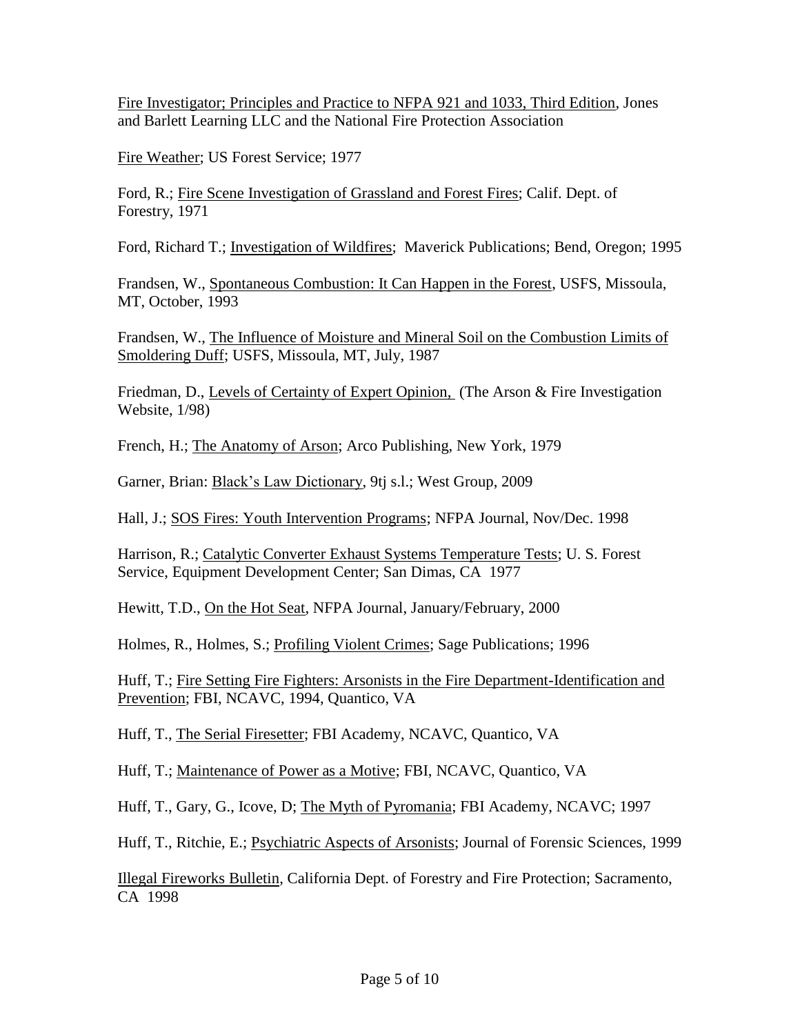<u>Fire Investigator; Principles and Practice to NFPA 921 and 1033, Third Edition</u>, Jones and Barlett Learning LLC and the National Fire Protection Association

<u>Fire Weather</u>; US Forest Service; 1977

Ford, R.; <u>Fire Scene Investigation of Grassland and Forest Fires</u>; Calif. Dept. of Forestry, 1971

Ford, Richard T.; <u>Investigation of Wildfires</u>; Maverick Publications; Bend, Oregon; 1995

Frandsen, W., <u>Spontaneous Combustion: It Can Happen in the Forest</u>, USFS, Missoula, MT, October, 1993

Frandsen, W., <u>The Influence of Moisture and Mineral Soil on the Combustion Limits of Smoldering Duff</u>; USFS, Missoula, MT, July, 1987

Friedman, D., <u>Levels of Certainty of Expert Opinion,</u> (The Arson & Fire Investigation Website, 1/98)

French, H.; <u>The Anatomy of Arson</u>; Arco Publishing, New York, 1979

Garner, Brian: <u>Black's Law Dictionary</u>, 9tj s.l.; West Group, 2009

Hall, J.; <u>SOS Fires: Youth Intervention Programs</u>; NFPA Journal, Nov/Dec. 1998

Harrison, R.; <u>Catalytic Converter Exhaust Systems Temperature Tests</u>; U. S. Forest Service, Equipment Development Center; San Dimas, CA 1977

Hewitt, T.D., <u>On the Hot Seat</u>, NFPA Journal, January/February, 2000

Holmes, R., Holmes, S.; <u>Profiling Violent Crimes</u>; Sage Publications; 1996

Huff, T.; <u>Fire Setting Fire Fighters: Arsonists in the Fire Department-Identification and Prevention</u>; FBI, NCAVC, 1994, Quantico, VA

Huff, T., <u>The Serial Firesetter</u>; FBI Academy, NCAVC, Quantico, VA

Huff, T.; <u>Maintenance of Power as a Motive</u>; FBI, NCAVC, Quantico, VA

Huff, T., Gary, G., Icove, D; <u>The Myth of Pyromania</u>; FBI Academy, NCAVC; 1997

Huff, T., Ritchie, E.; <u>Psychiatric Aspects of Arsonists</u>; Journal of Forensic Sciences, 1999

<u>Illegal Fireworks Bulletin</u>, California Dept. of Forestry and Fire Protection; Sacramento, CA 1998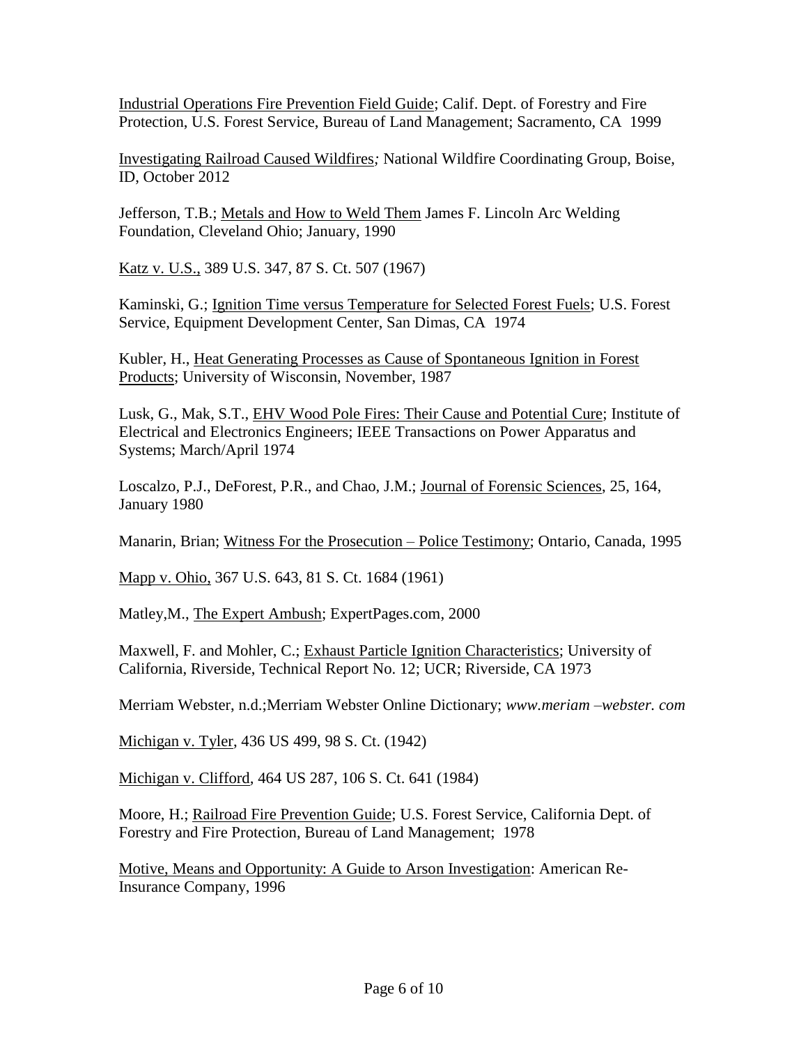<u>Industrial Operations Fire Prevention Field Guide</u>; Calif. Dept. of Forestry and Fire Protection, U.S. Forest Service, Bureau of Land Management; Sacramento, CA 1999

<u>Investigating Railroad Caused Wildfires</u>*;* National Wildfire Coordinating Group, Boise, ID, October 2012

Jefferson, T.B.; <u>Metals and How to Weld Them</u> James F. Lincoln Arc Welding Foundation, Cleveland Ohio; January, 1990

<u>Katz v. U.S.,</u> 389 U.S. 347, 87 S. Ct. 507 (1967)

Kaminski, G.; <u>Ignition Time versus Temperature for Selected Forest Fuels</u>; U.S. Forest Service, Equipment Development Center, San Dimas, CA 1974

Kubler, H., <u>Heat Generating Processes as Cause of Spontaneous Ignition in Forest Products</u>; University of Wisconsin, November, 1987

Lusk, G., Mak, S.T., <u>EHV Wood Pole Fires: Their Cause and Potential Cure</u>; Institute of Electrical and Electronics Engineers; IEEE Transactions on Power Apparatus and Systems; March/April 1974

Loscalzo, P.J., DeForest, P.R., and Chao, J.M.; <u>Journal of Forensic Sciences</u>, 25, 164, January 1980

Manarin, Brian; <u>Witness For the Prosecution – Police Testimony</u>; Ontario, Canada, 1995

<u>Mapp v. Ohio,</u> 367 U.S. 643, 81 S. Ct. 1684 (1961)

Matley,M., <u>The Expert Ambush</u>; ExpertPages.com, 2000

Maxwell, F. and Mohler, C.; <u>Exhaust Particle Ignition Characteristics</u>; University of California, Riverside, Technical Report No. 12; UCR; Riverside, CA 1973

Merriam Webster, n.d.;Merriam Webster Online Dictionary; *www.meriam –webster. com*

<u>Michigan v. Tyler</u>, 436 US 499, 98 S. Ct. (1942)

<u>Michigan v. Clifford</u>, 464 US 287, 106 S. Ct. 641 (1984)

Moore, H.; <u>Railroad Fire Prevention Guide</u>; U.S. Forest Service, California Dept. of Forestry and Fire Protection, Bureau of Land Management; 1978

<u>Motive, Means and Opportunity: A Guide to Arson Investigation</u>: American Re-Insurance Company, 1996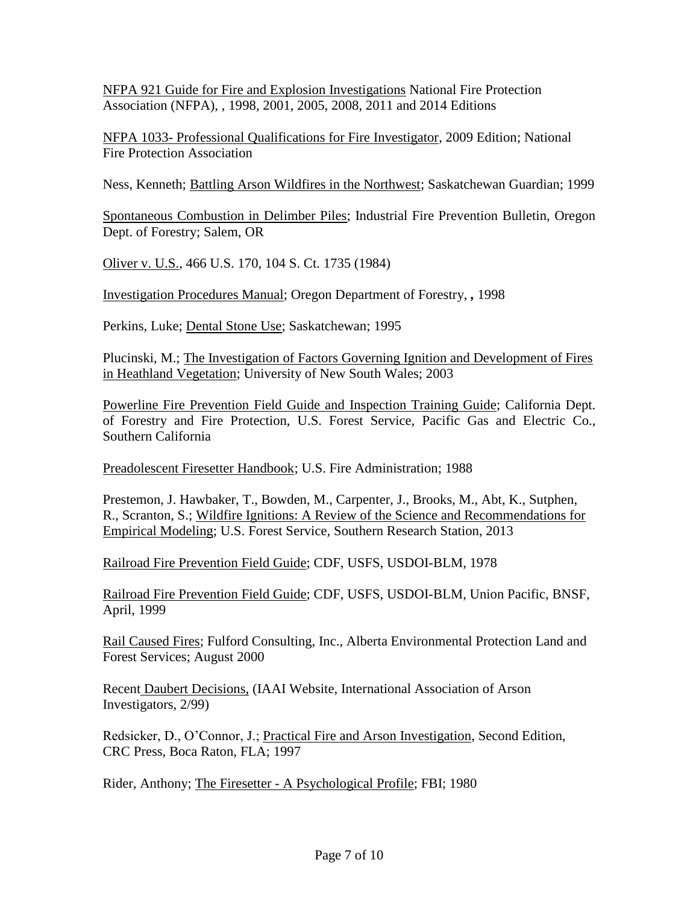NFPA 921 Guide for Fire and Explosion Investigations National Fire Protection Association (NFPA), , 1998, 2001, 2005, 2008, 2011 and 2014 Editions

NFPA 1033- Professional Qualifications for Fire Investigator, 2009 Edition; National Fire Protection Association

Ness, Kenneth; Battling Arson Wildfires in the Northwest; Saskatchewan Guardian; 1999

Spontaneous Combustion in Delimber Piles; Industrial Fire Prevention Bulletin, Oregon Dept. of Forestry; Salem, OR

Oliver v. U.S., 466 U.S. 170, 104 S. Ct. 1735 (1984)

Investigation Procedures Manual; Oregon Department of Forestry, , 1998

Perkins, Luke; Dental Stone Use; Saskatchewan; 1995

Plucinski, M.; The Investigation of Factors Governing Ignition and Development of Fires in Heathland Vegetation; University of New South Wales; 2003

Powerline Fire Prevention Field Guide and Inspection Training Guide; California Dept. of Forestry and Fire Protection, U.S. Forest Service, Pacific Gas and Electric Co., Southern California

Preadolescent Firesetter Handbook; U.S. Fire Administration; 1988

Prestemon, J. Hawbaker, T., Bowden, M., Carpenter, J., Brooks, M., Abt, K., Sutphen, R., Scranton, S.; Wildfire Ignitions: A Review of the Science and Recommendations for Empirical Modeling; U.S. Forest Service, Southern Research Station, 2013

Railroad Fire Prevention Field Guide; CDF, USFS, USDOI-BLM, 1978

Railroad Fire Prevention Field Guide; CDF, USFS, USDOI-BLM, Union Pacific, BNSF, April, 1999

Rail Caused Fires; Fulford Consulting, Inc., Alberta Environmental Protection Land and Forest Services; August 2000

Recent Daubert Decisions, (IAAI Website, International Association of Arson Investigators, 2/99)

Redsicker, D., O'Connor, J.; Practical Fire and Arson Investigation, Second Edition, CRC Press, Boca Raton, FLA; 1997

Rider, Anthony; The Firesetter - A Psychological Profile; FBI; 1980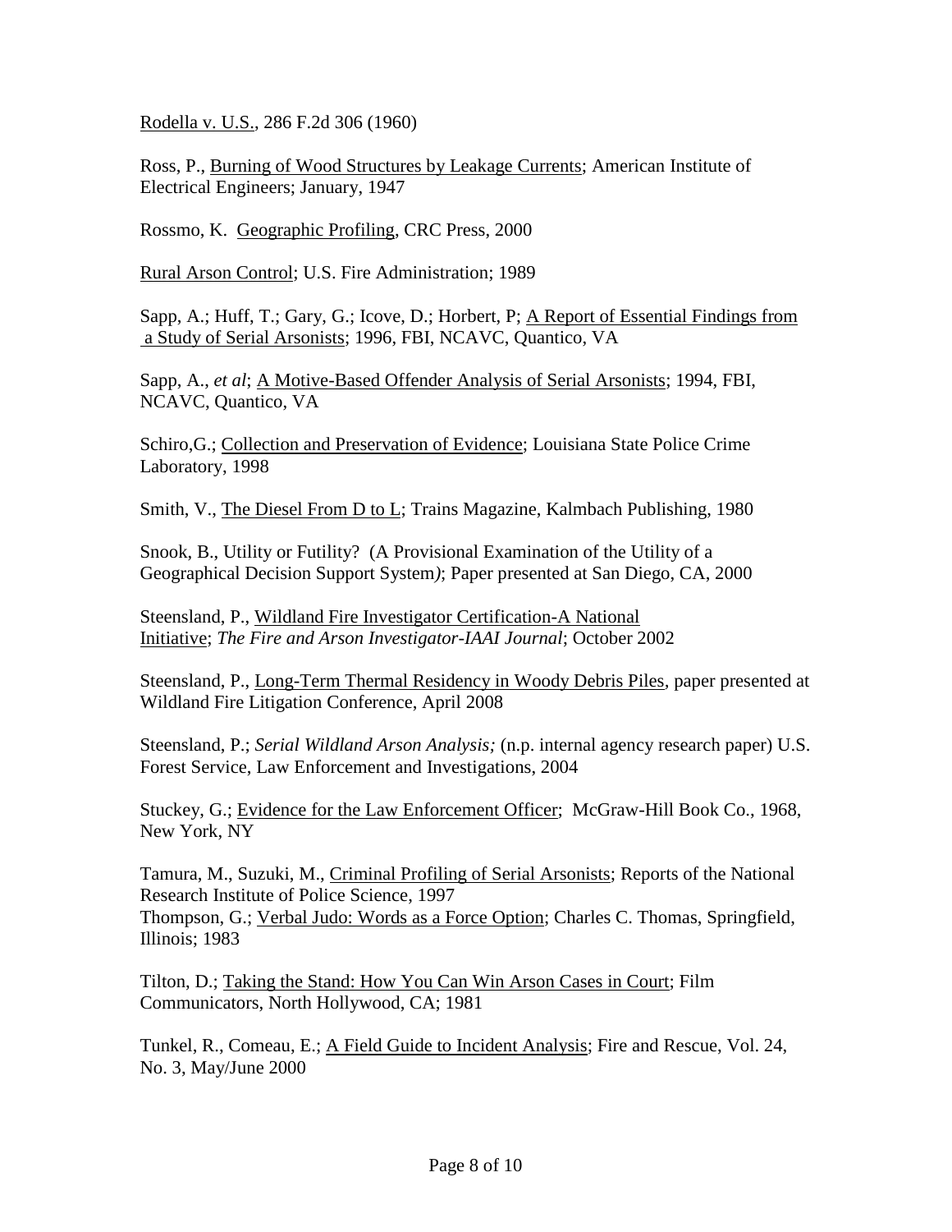Rodella v. U.S., 286 F.2d 306 (1960)

Ross, P., Burning of Wood Structures by Leakage Currents; American Institute of Electrical Engineers; January, 1947

Rossmo, K. Geographic Profiling, CRC Press, 2000

Rural Arson Control; U.S. Fire Administration; 1989

Sapp, A.; Huff, T.; Gary, G.; Icove, D.; Horbert, P; A Report of Essential Findings from a Study of Serial Arsonists; 1996, FBI, NCAVC, Quantico, VA

Sapp, A., *et al*; A Motive-Based Offender Analysis of Serial Arsonists; 1994, FBI, NCAVC, Quantico, VA

Schiro,G.; Collection and Preservation of Evidence; Louisiana State Police Crime Laboratory, 1998

Smith, V., The Diesel From D to L; Trains Magazine, Kalmbach Publishing, 1980

Snook, B., Utility or Futility? (A Provisional Examination of the Utility of a Geographical Decision Support System*)*; Paper presented at San Diego, CA, 2000

Steensland, P., Wildland Fire Investigator Certification-A National Initiative; *The Fire and Arson Investigator-IAAI Journal*; October 2002

Steensland, P., Long-Term Thermal Residency in Woody Debris Piles, paper presented at Wildland Fire Litigation Conference, April 2008

Steensland, P.; *Serial Wildland Arson Analysis;* (n.p. internal agency research paper) U.S. Forest Service, Law Enforcement and Investigations, 2004

Stuckey, G.; Evidence for the Law Enforcement Officer; McGraw-Hill Book Co., 1968, New York, NY

Tamura, M., Suzuki, M., Criminal Profiling of Serial Arsonists; Reports of the National Research Institute of Police Science, 1997

Thompson, G.; Verbal Judo: Words as a Force Option; Charles C. Thomas, Springfield, Illinois; 1983

Tilton, D.; Taking the Stand: How You Can Win Arson Cases in Court; Film Communicators, North Hollywood, CA; 1981

Tunkel, R., Comeau, E.; A Field Guide to Incident Analysis; Fire and Rescue, Vol. 24, No. 3, May/June 2000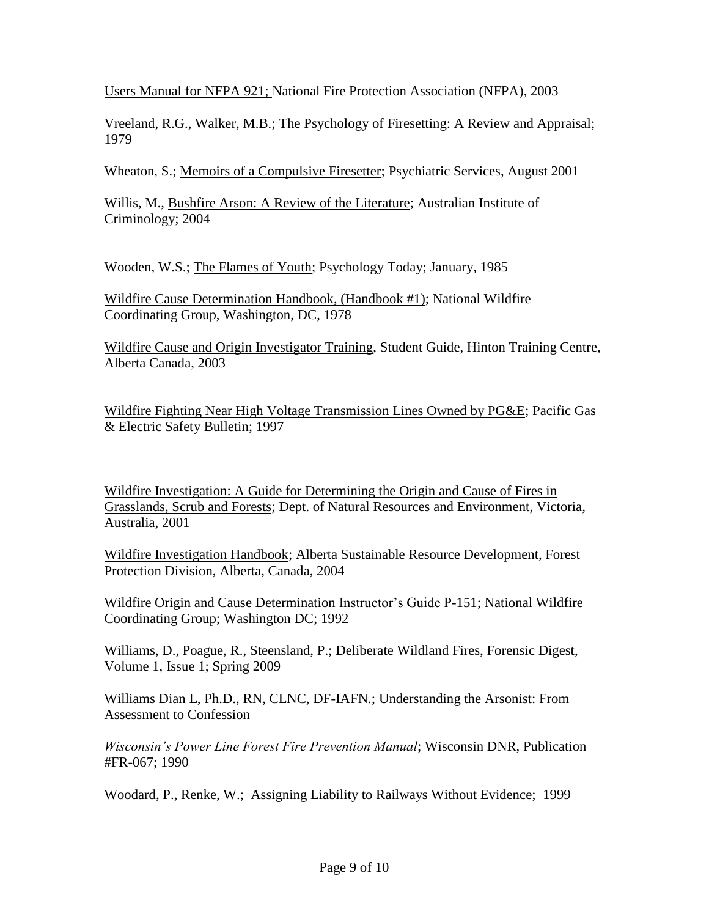Users Manual for NFPA 921; National Fire Protection Association (NFPA), 2003

Vreeland, R.G., Walker, M.B.; The Psychology of Firesetting: A Review and Appraisal; 1979

Wheaton, S.; Memoirs of a Compulsive Firesetter; Psychiatric Services, August 2001

Willis, M., Bushfire Arson: A Review of the Literature; Australian Institute of Criminology; 2004

Wooden, W.S.; The Flames of Youth; Psychology Today; January, 1985

Wildfire Cause Determination Handbook, (Handbook #1); National Wildfire Coordinating Group, Washington, DC, 1978

Wildfire Cause and Origin Investigator Training, Student Guide, Hinton Training Centre, Alberta Canada, 2003

Wildfire Fighting Near High Voltage Transmission Lines Owned by PG&E; Pacific Gas & Electric Safety Bulletin; 1997

Wildfire Investigation: A Guide for Determining the Origin and Cause of Fires in Grasslands, Scrub and Forests; Dept. of Natural Resources and Environment, Victoria, Australia, 2001

Wildfire Investigation Handbook; Alberta Sustainable Resource Development, Forest Protection Division, Alberta, Canada, 2004

Wildfire Origin and Cause Determination Instructor's Guide P-151; National Wildfire Coordinating Group; Washington DC; 1992

Williams, D., Poague, R., Steensland, P.; Deliberate Wildland Fires, Forensic Digest, Volume 1, Issue 1; Spring 2009

Williams Dian L, Ph.D., RN, CLNC, DF-IAFN.; Understanding the Arsonist: From Assessment to Confession

*Wisconsin's Power Line Forest Fire Prevention Manual*; Wisconsin DNR, Publication #FR-067; 1990

Woodard, P., Renke, W.; Assigning Liability to Railways Without Evidence; 1999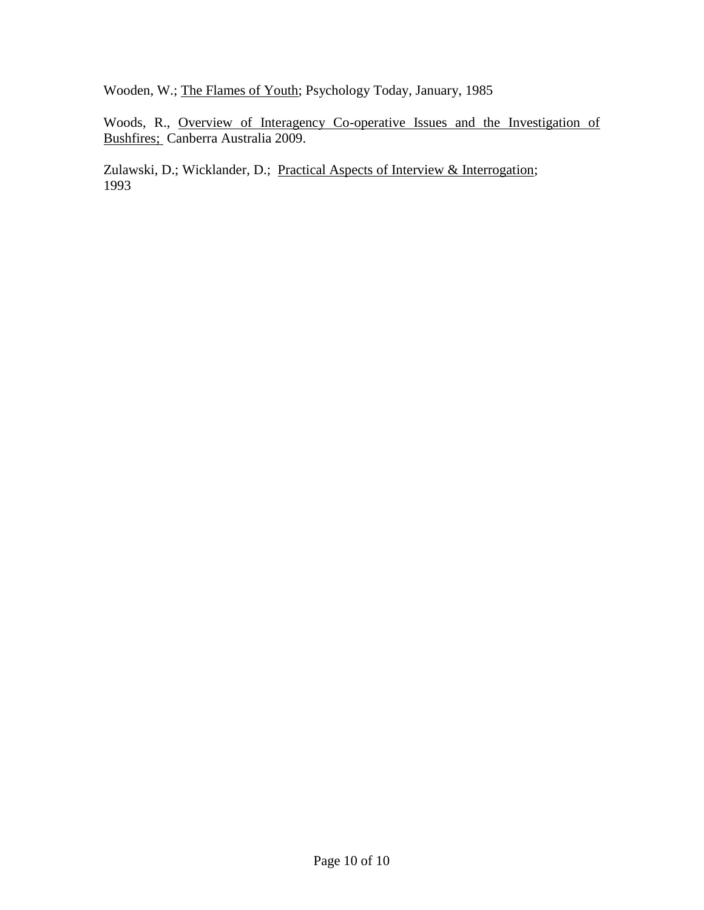Wooden, W.; <u>The Flames of Youth</u>; Psychology Today, January, 1985

Woods, R., <u>Overview of Interagency Co-operative Issues and the Investigation of Bushfires;</u> Canberra Australia 2009.

Zulawski, D.; Wicklander, D.; <u>Practical Aspects of Interview & Interrogation</u>; 1993